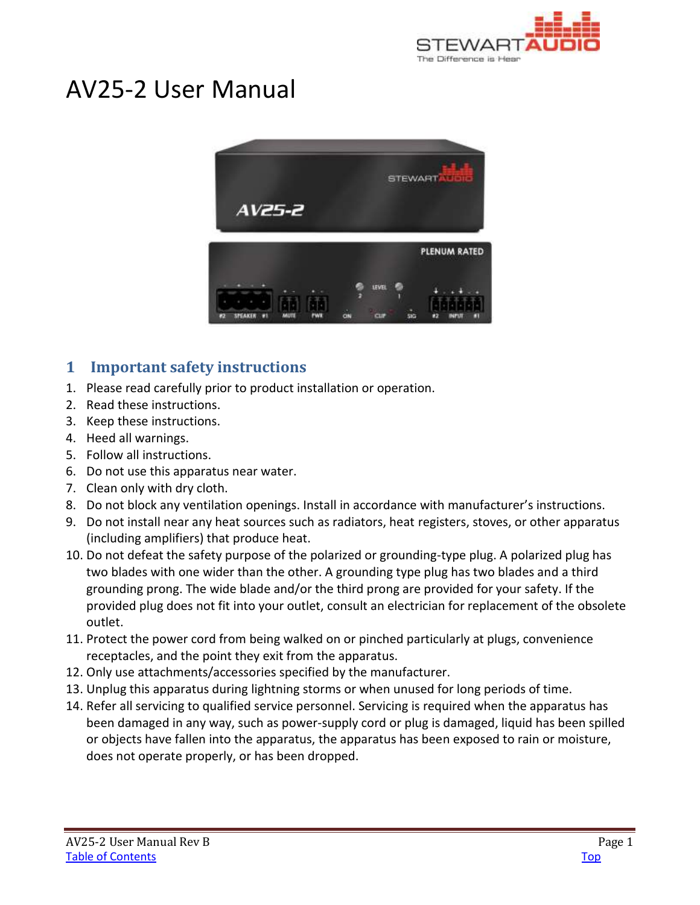# AV25-2 User Manual

## 1 Important safety instructions

1. Please read carefully prior to product installation or operation.
2. Read these instructions.
3. Keep these instructions.
4. Heed all warnings.
5. Follow all instructions.
6. Do not use this apparatus near water.
7. Clean only with dry cloth.
8. Do not block any ventilation openings. Install in accordance with manufacturer's instructions.
9. Do not install near any heat sources such as radiators, heat registers, stoves, or other apparatus (including amplifiers) that produce heat.
10. Do not defeat the safety purpose of the polarized or grounding-type plug. A polarized plug has two blades with one wider than the other. A grounding type plug has two blades and a third grounding prong. The wide blade and/or the third prong are provided for your safety. If the provided plug does not fit into your outlet, consult an electrician for replacement of the obsolete outlet.
11. Protect the power cord from being walked on or pinched particularly at plugs, convenience receptacles, and the point they exit from the apparatus.
12. Only use attachments/accessories specified by the manufacturer.
13. Unplug this apparatus during lightning storms or when unused for long periods of time.
14. Refer all servicing to qualified service personnel. Servicing is required when the apparatus has been damaged in any way, such as power-supply cord or plug is damaged, liquid has been spilled or objects have fallen into the apparatus, the apparatus has been exposed to rain or moisture, does not operate properly, or has been dropped.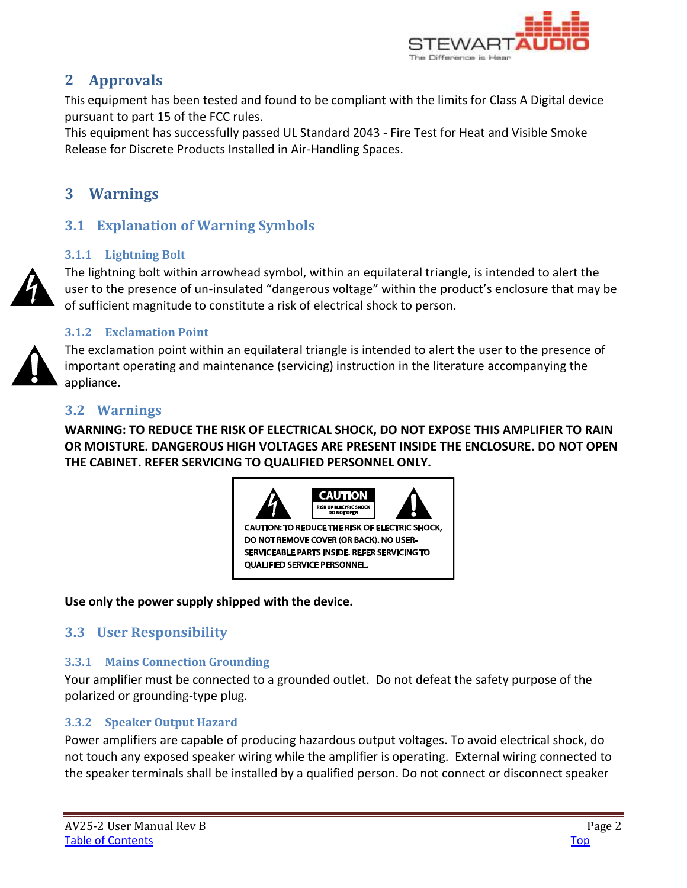# 2 Approvals

This equipment has been tested and found to be compliant with the limits for Class A Digital device pursuant to part 15 of the FCC rules.
This equipment has successfully passed UL Standard 2043 - Fire Test for Heat and Visible Smoke Release for Discrete Products Installed in Air-Handling Spaces.

# 3 Warnings

## 3.1 Explanation of Warning Symbols

### 3.1.1 Lightning Bolt

The lightning bolt within arrowhead symbol, within an equilateral triangle, is intended to alert the user to the presence of un-insulated "dangerous voltage" within the product's enclosure that may be of sufficient magnitude to constitute a risk of electrical shock to person.

### 3.1.2 Exclamation Point

The exclamation point within an equilateral triangle is intended to alert the user to the presence of important operating and maintenance (servicing) instruction in the literature accompanying the appliance.

## 3.2 Warnings

**WARNING: TO REDUCE THE RISK OF ELECTRICAL SHOCK, DO NOT EXPOSE THIS AMPLIFIER TO RAIN OR MOISTURE. DANGEROUS HIGH VOLTAGES ARE PRESENT INSIDE THE ENCLOSURE. DO NOT OPEN THE CABINET. REFER SERVICING TO QUALIFIED PERSONNEL ONLY.**

CAUTION
RISK OF ELECTRIC SHOCK
DO NOT OPEN

CAUTION: TO REDUCE THE RISK OF ELECTRIC SHOCK, DO NOT REMOVE COVER (OR BACK). NO USER-SERVICEABLE PARTS INSIDE. REFER SERVICING TO QUALIFIED SERVICE PERSONNEL.

**Use only the power supply shipped with the device.**

## 3.3 User Responsibility

### 3.3.1 Mains Connection Grounding

Your amplifier must be connected to a grounded outlet. Do not defeat the safety purpose of the polarized or grounding-type plug.

### 3.3.2 Speaker Output Hazard

Power amplifiers are capable of producing hazardous output voltages. To avoid electrical shock, do not touch any exposed speaker wiring while the amplifier is operating. External wiring connected to the speaker terminals shall be installed by a qualified person. Do not connect or disconnect speaker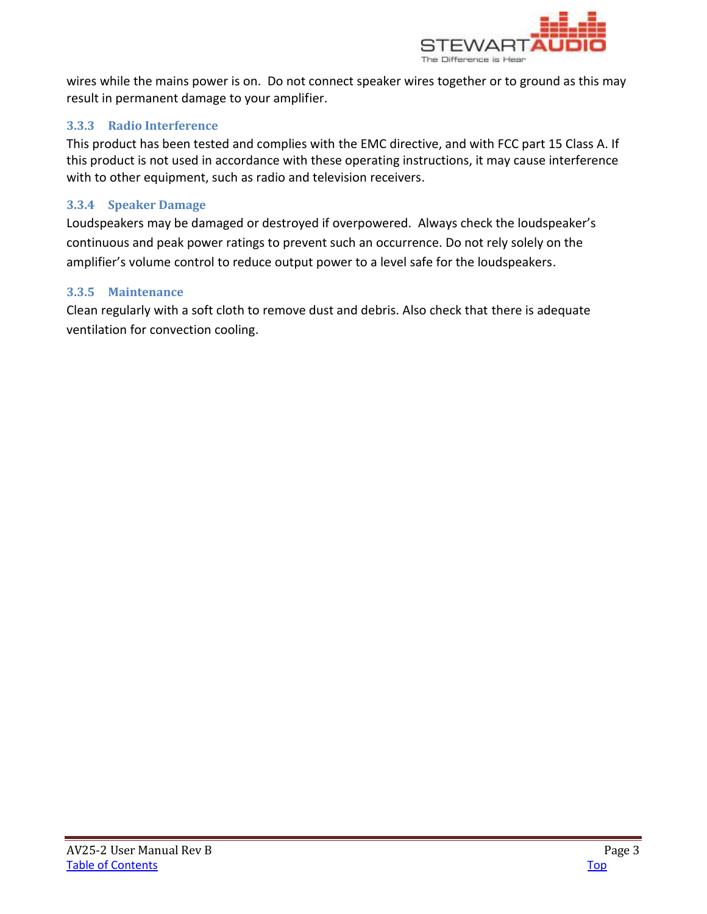wires while the mains power is on. Do not connect speaker wires together or to ground as this may result in permanent damage to your amplifier.

### 3.3.3 Radio Interference

This product has been tested and complies with the EMC directive, and with FCC part 15 Class A. If this product is not used in accordance with these operating instructions, it may cause interference with to other equipment, such as radio and television receivers.

### 3.3.4 Speaker Damage

Loudspeakers may be damaged or destroyed if overpowered. Always check the loudspeaker's continuous and peak power ratings to prevent such an occurrence. Do not rely solely on the amplifier's volume control to reduce output power to a level safe for the loudspeakers.

### 3.3.5 Maintenance

Clean regularly with a soft cloth to remove dust and debris. Also check that there is adequate ventilation for convection cooling.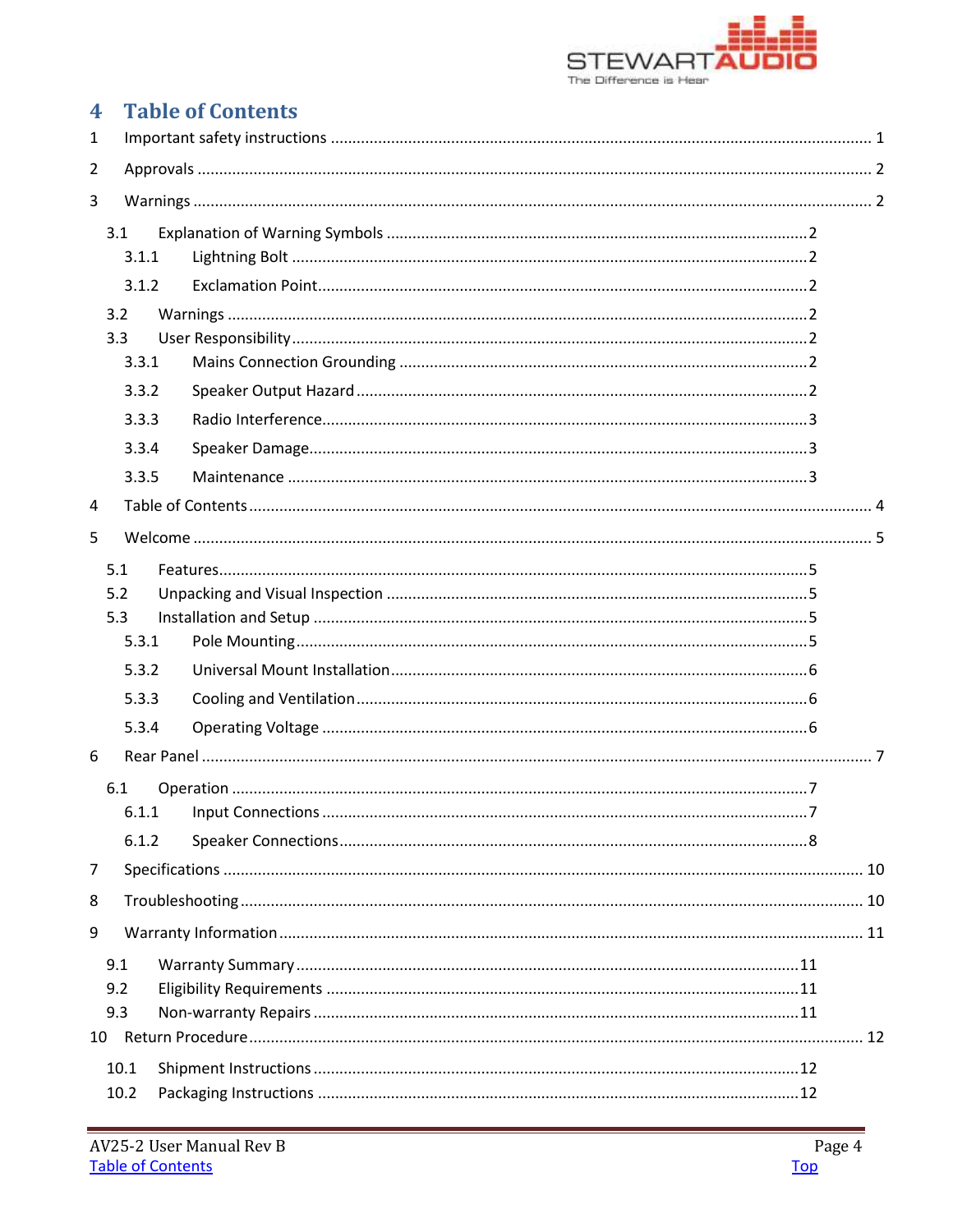# 4 Table of Contents

1 Important safety instructions ........................................ 1

2 Approvals ........................................ 2

3 Warnings ........................................ 2

- 3.1 Explanation of Warning Symbols ........................................ 2
  - 3.1.1 Lightning Bolt ........................................ 2
  - 3.1.2 Exclamation Point ........................................ 2
- 3.2 Warnings ........................................ 2
- 3.3 User Responsibility ........................................ 2
  - 3.3.1 Mains Connection Grounding ........................................ 2
  - 3.3.2 Speaker Output Hazard ........................................ 2
  - 3.3.3 Radio Interference ........................................ 3
  - 3.3.4 Speaker Damage ........................................ 3
  - 3.3.5 Maintenance ........................................ 3

4 Table of Contents ........................................ 4

5 Welcome ........................................ 5

- 5.1 Features ........................................ 5
- 5.2 Unpacking and Visual Inspection ........................................ 5
- 5.3 Installation and Setup ........................................ 5
  - 5.3.1 Pole Mounting ........................................ 5
  - 5.3.2 Universal Mount Installation ........................................ 6
  - 5.3.3 Cooling and Ventilation ........................................ 6
  - 5.3.4 Operating Voltage ........................................ 6

6 Rear Panel ........................................ 7

- 6.1 Operation ........................................ 7
  - 6.1.1 Input Connections ........................................ 7
  - 6.1.2 Speaker Connections ........................................ 8

7 Specifications ........................................ 10

8 Troubleshooting ........................................ 10

9 Warranty Information ........................................ 11

- 9.1 Warranty Summary ........................................ 11
- 9.2 Eligibility Requirements ........................................ 11
- 9.3 Non-warranty Repairs ........................................ 11

10 Return Procedure ........................................ 12

- 10.1 Shipment Instructions ........................................ 12
- 10.2 Packaging Instructions ........................................ 12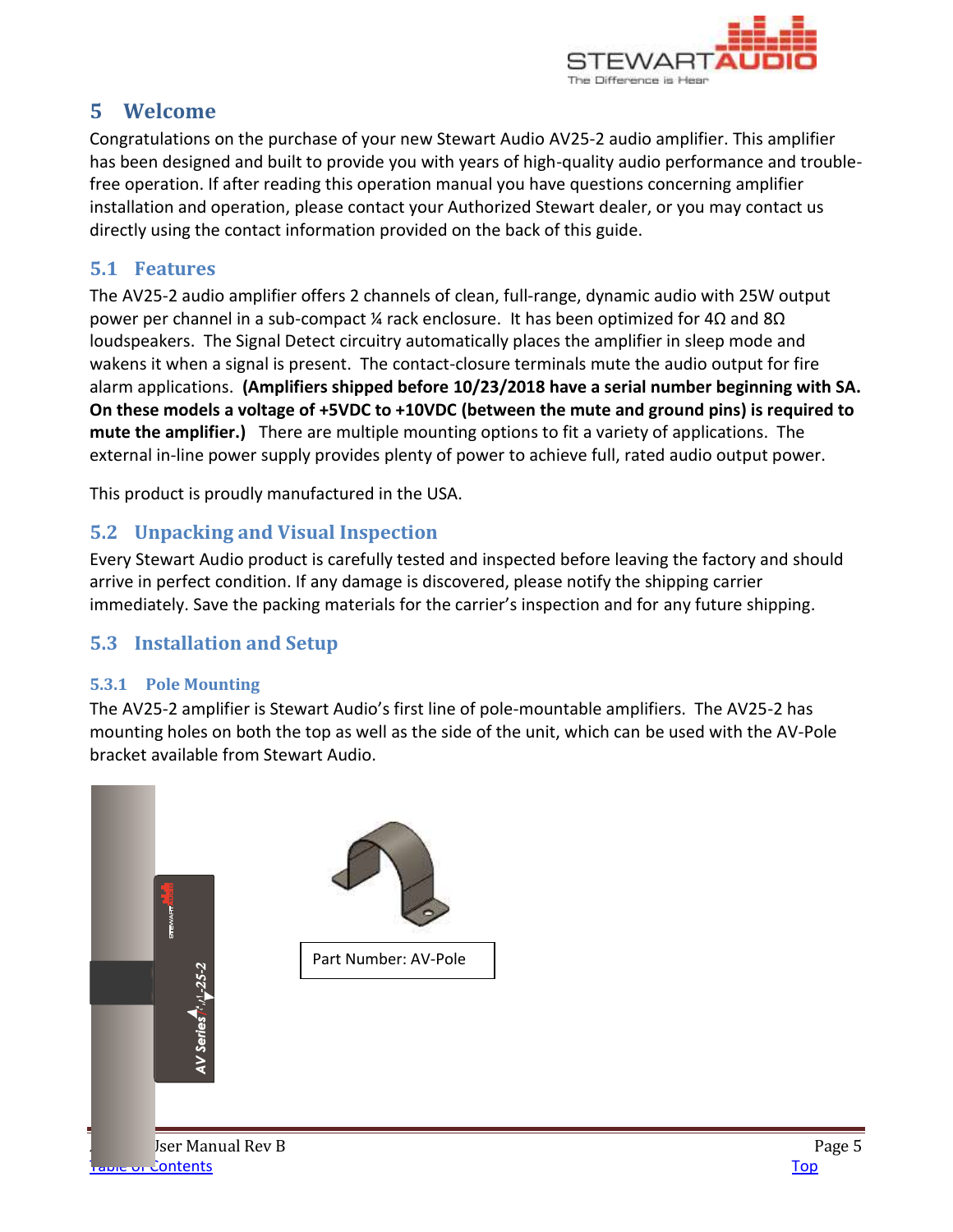# 5 Welcome

Congratulations on the purchase of your new Stewart Audio AV25-2 audio amplifier. This amplifier has been designed and built to provide you with years of high-quality audio performance and trouble-free operation. If after reading this operation manual you have questions concerning amplifier installation and operation, please contact your Authorized Stewart dealer, or you may contact us directly using the contact information provided on the back of this guide.

## 5.1 Features

The AV25-2 audio amplifier offers 2 channels of clean, full-range, dynamic audio with 25W output power per channel in a sub-compact ¼ rack enclosure. It has been optimized for 4Ω and 8Ω loudspeakers. The Signal Detect circuitry automatically places the amplifier in sleep mode and wakens it when a signal is present. The contact-closure terminals mute the audio output for fire alarm applications. **(Amplifiers shipped before 10/23/2018 have a serial number beginning with SA. On these models a voltage of +5VDC to +10VDC (between the mute and ground pins) is required to mute the amplifier.)** There are multiple mounting options to fit a variety of applications. The external in-line power supply provides plenty of power to achieve full, rated audio output power.

This product is proudly manufactured in the USA.

## 5.2 Unpacking and Visual Inspection

Every Stewart Audio product is carefully tested and inspected before leaving the factory and should arrive in perfect condition. If any damage is discovered, please notify the shipping carrier immediately. Save the packing materials for the carrier's inspection and for any future shipping.

## 5.3 Installation and Setup

### 5.3.1 Pole Mounting

The AV25-2 amplifier is Stewart Audio's first line of pole-mountable amplifiers. The AV25-2 has mounting holes on both the top as well as the side of the unit, which can be used with the AV-Pole bracket available from Stewart Audio.

Part Number: AV-Pole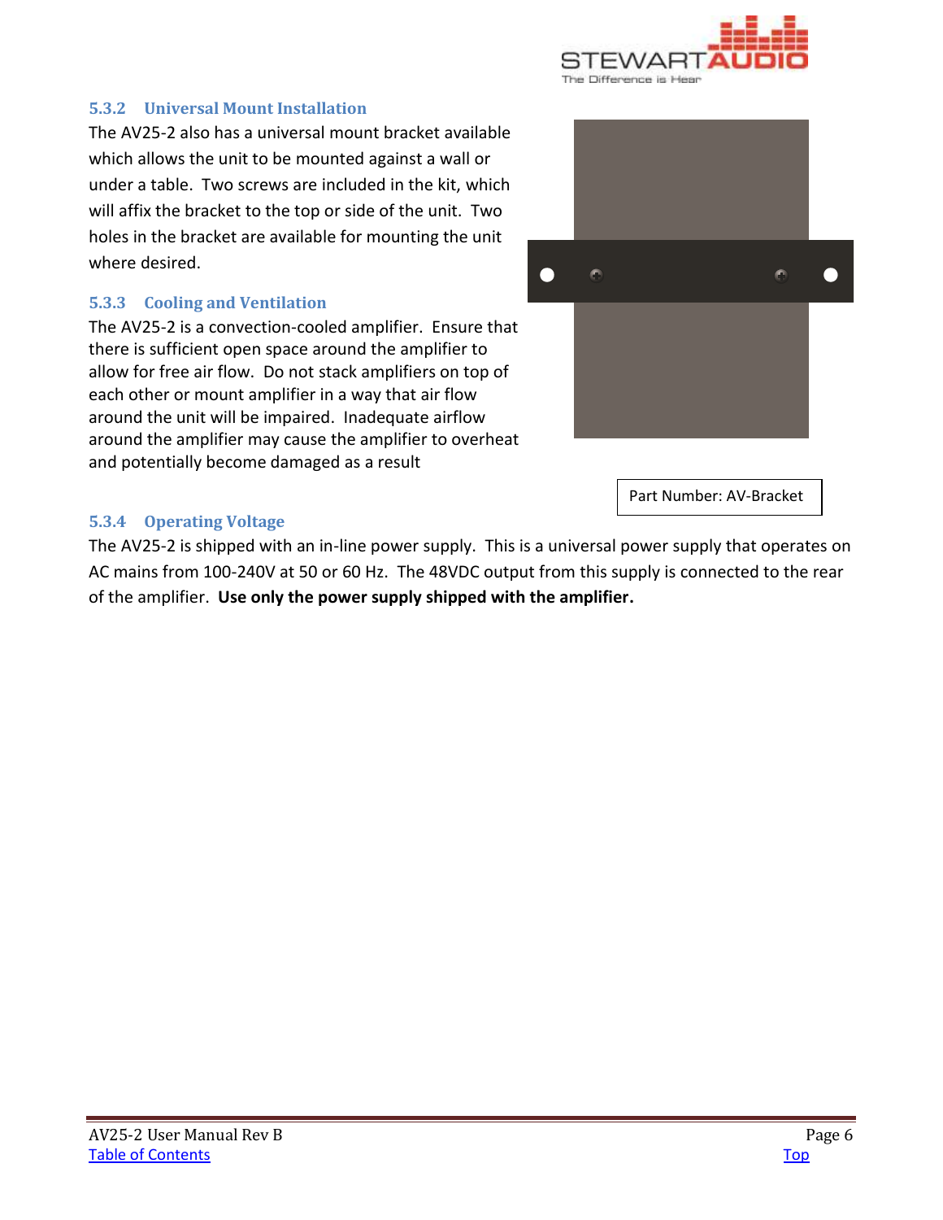### 5.3.2 Universal Mount Installation

The AV25-2 also has a universal mount bracket available which allows the unit to be mounted against a wall or under a table. Two screws are included in the kit, which will affix the bracket to the top or side of the unit. Two holes in the bracket are available for mounting the unit where desired.

Part Number: AV-Bracket

### 5.3.3 Cooling and Ventilation

The AV25-2 is a convection-cooled amplifier. Ensure that there is sufficient open space around the amplifier to allow for free air flow. Do not stack amplifiers on top of each other or mount amplifier in a way that air flow around the unit will be impaired. Inadequate airflow around the amplifier may cause the amplifier to overheat and potentially become damaged as a result

### 5.3.4 Operating Voltage

The AV25-2 is shipped with an in-line power supply. This is a universal power supply that operates on AC mains from 100-240V at 50 or 60 Hz. The 48VDC output from this supply is connected to the rear of the amplifier. **Use only the power supply shipped with the amplifier.**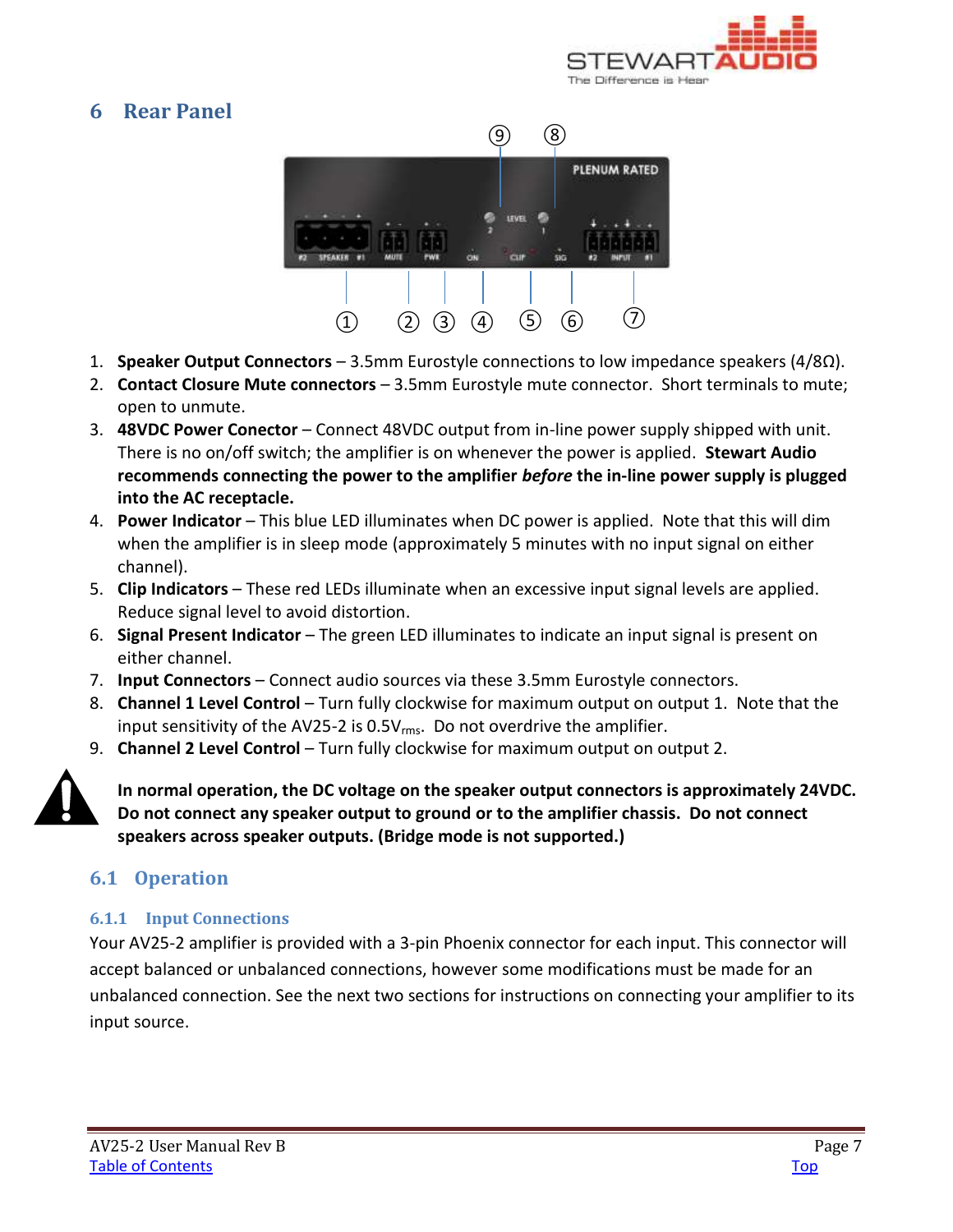# 6 Rear Panel

1. **Speaker Output Connectors** – 3.5mm Eurostyle connections to low impedance speakers (4/8Ω).
2. **Contact Closure Mute connectors** – 3.5mm Eurostyle mute connector. Short terminals to mute; open to unmute.
3. **48VDC Power Conector** – Connect 48VDC output from in-line power supply shipped with unit. There is no on/off switch; the amplifier is on whenever the power is applied. **Stewart Audio recommends connecting the power to the amplifier *before* the in-line power supply is plugged into the AC receptacle.**
4. **Power Indicator** – This blue LED illuminates when DC power is applied. Note that this will dim when the amplifier is in sleep mode (approximately 5 minutes with no input signal on either channel).
5. **Clip Indicators** – These red LEDs illuminate when an excessive input signal levels are applied. Reduce signal level to avoid distortion.
6. **Signal Present Indicator** – The green LED illuminates to indicate an input signal is present on either channel.
7. **Input Connectors** – Connect audio sources via these 3.5mm Eurostyle connectors.
8. **Channel 1 Level Control** – Turn fully clockwise for maximum output on output 1. Note that the input sensitivity of the AV25-2 is $0.5V_{rms}$. Do not overdrive the amplifier.
9. **Channel 2 Level Control** – Turn fully clockwise for maximum output on output 2.

**In normal operation, the DC voltage on the speaker output connectors is approximately 24VDC. Do not connect any speaker output to ground or to the amplifier chassis. Do not connect speakers across speaker outputs. (Bridge mode is not supported.)**

## 6.1 Operation

### 6.1.1 Input Connections

Your AV25-2 amplifier is provided with a 3-pin Phoenix connector for each input. This connector will accept balanced or unbalanced connections, however some modifications must be made for an unbalanced connection. See the next two sections for instructions on connecting your amplifier to its input source.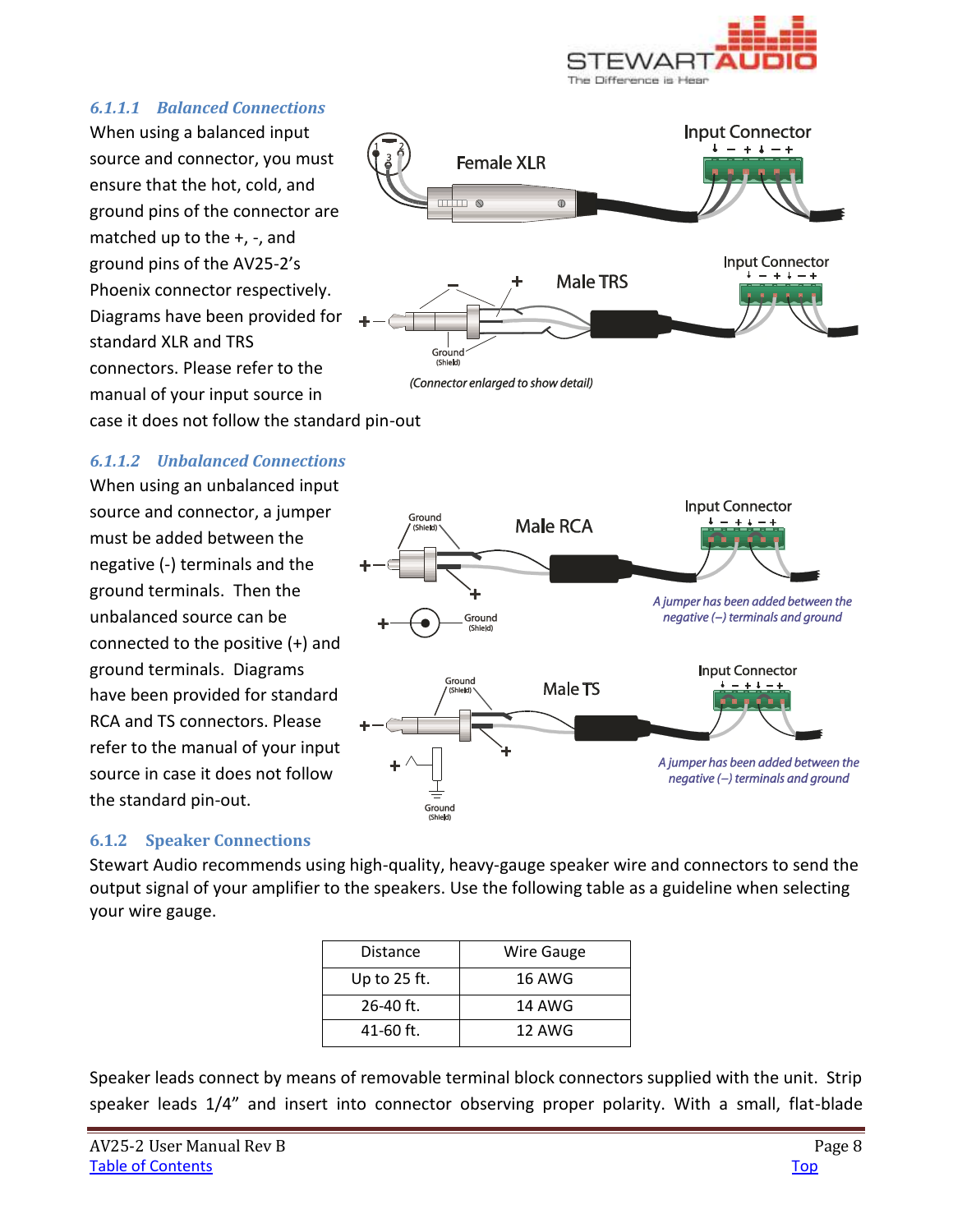#### 6.1.1.1 *Balanced Connections*

When using a balanced input source and connector, you must ensure that the hot, cold, and ground pins of the connector are matched up to the +, -, and ground pins of the AV25-2's Phoenix connector respectively. Diagrams have been provided for standard XLR and TRS connectors. Please refer to the manual of your input source in case it does not follow the standard pin-out

*(Connector enlarged to show detail)*

#### 6.1.1.2 *Unbalanced Connections*

When using an unbalanced input source and connector, a jumper must be added between the negative (-) terminals and the ground terminals. Then the unbalanced source can be connected to the positive (+) and ground terminals. Diagrams have been provided for standard RCA and TS connectors. Please refer to the manual of your input source in case it does not follow the standard pin-out.

*A jumper has been added between the negative (–) terminals and ground*

*A jumper has been added between the negative (–) terminals and ground*

### 6.1.2 Speaker Connections

Stewart Audio recommends using high-quality, heavy-gauge speaker wire and connectors to send the output signal of your amplifier to the speakers. Use the following table as a guideline when selecting your wire gauge.

| Distance | Wire Gauge |
|---|---|
| Up to 25 ft. | 16 AWG |
| 26-40 ft. | 14 AWG |
| 41-60 ft. | 12 AWG |

Speaker leads connect by means of removable terminal block connectors supplied with the unit. Strip speaker leads 1/4" and insert into connector observing proper polarity. With a small, flat-blade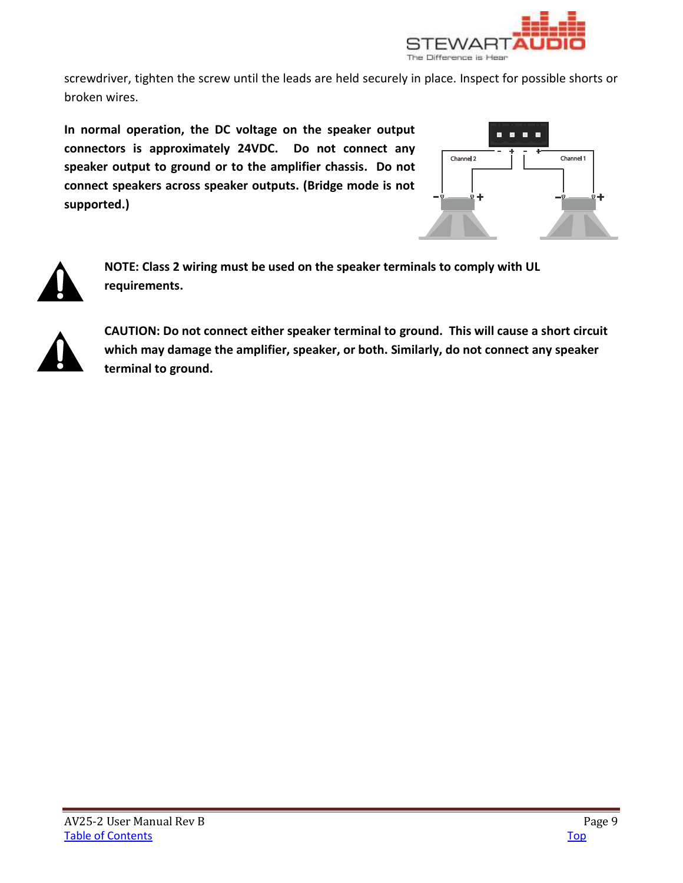screwdriver, tighten the screw until the leads are held securely in place. Inspect for possible shorts or broken wires.

**In normal operation, the DC voltage on the speaker output connectors is approximately 24VDC. Do not connect any speaker output to ground or to the amplifier chassis. Do not connect speakers across speaker outputs. (Bridge mode is not supported.)**

**NOTE: Class 2 wiring must be used on the speaker terminals to comply with UL requirements.**

**CAUTION: Do not connect either speaker terminal to ground. This will cause a short circuit which may damage the amplifier, speaker, or both. Similarly, do not connect any speaker terminal to ground.**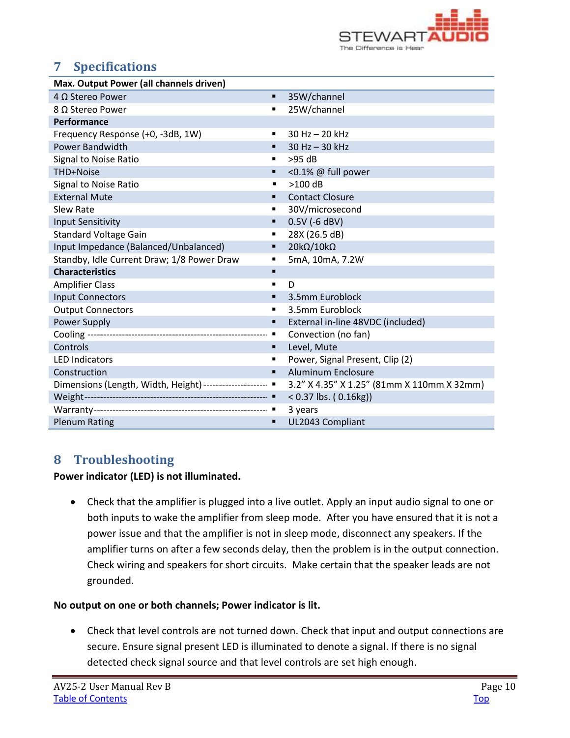## 7 Specifications

| Max. Output Power (all channels driven) | | |
|---|---|---|
| 4 Ω Stereo Power | ▪ | 35W/channel |
| 8 Ω Stereo Power | ▪ | 25W/channel |
| **Performance** | | |
| Frequency Response (+0, -3dB, 1W) | ▪ | 30 Hz – 20 kHz |
| Power Bandwidth | ▪ | 30 Hz – 30 kHz |
| Signal to Noise Ratio | ▪ | >95 dB |
| THD+Noise | ▪ | <0.1% @ full power |
| Signal to Noise Ratio | ▪ | >100 dB |
| External Mute | ▪ | Contact Closure |
| Slew Rate | ▪ | 30V/microsecond |
| Input Sensitivity | ▪ | 0.5V (-6 dBV) |
| Standard Voltage Gain | ▪ | 28X (26.5 dB) |
| Input Impedance (Balanced/Unbalanced) | ▪ | 20kΩ/10kΩ |
| Standby, Idle Current Draw; 1/8 Power Draw | ▪ | 5mA, 10mA, 7.2W |
| **Characteristics** | ▪ | |
| Amplifier Class | ▪ | D |
| Input Connectors | ▪ | 3.5mm Euroblock |
| Output Connectors | ▪ | 3.5mm Euroblock |
| Power Supply | ▪ | External in-line 48VDC (included) |
| Cooling | ▪ | Convection (no fan) |
| Controls | ▪ | Level, Mute |
| LED Indicators | ▪ | Power, Signal Present, Clip (2) |
| Construction | ▪ | Aluminum Enclosure |
| Dimensions (Length, Width, Height) | ▪ | 3.2" X 4.35" X 1.25" (81mm X 110mm X 32mm) |
| Weight | ▪ | < 0.37 lbs. ( 0.16kg)) |
| Warranty | ▪ | 3 years |
| Plenum Rating | ▪ | UL2043 Compliant |

## 8 Troubleshooting

**Power indicator (LED) is not illuminated.**

- Check that the amplifier is plugged into a live outlet. Apply an input audio signal to one or both inputs to wake the amplifier from sleep mode. After you have ensured that it is not a power issue and that the amplifier is not in sleep mode, disconnect any speakers. If the amplifier turns on after a few seconds delay, then the problem is in the output connection. Check wiring and speakers for short circuits. Make certain that the speaker leads are not grounded.

**No output on one or both channels; Power indicator is lit.**

- Check that level controls are not turned down. Check that input and output connections are secure. Ensure signal present LED is illuminated to denote a signal. If there is no signal detected check signal source and that level controls are set high enough.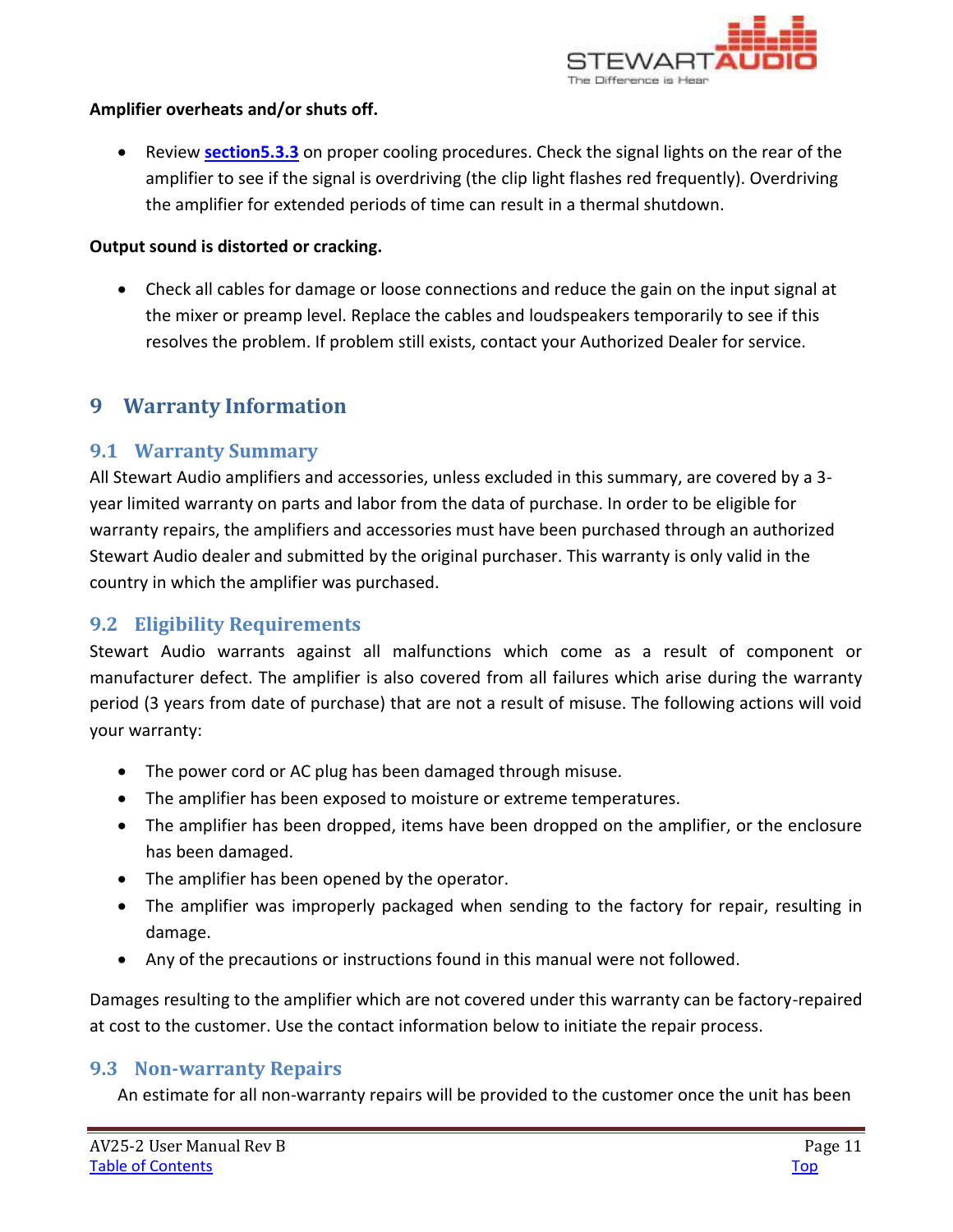**Amplifier overheats and/or shuts off.**

- Review **section5.3.3** on proper cooling procedures. Check the signal lights on the rear of the amplifier to see if the signal is overdriving (the clip light flashes red frequently). Overdriving the amplifier for extended periods of time can result in a thermal shutdown.

**Output sound is distorted or cracking.**

- Check all cables for damage or loose connections and reduce the gain on the input signal at the mixer or preamp level. Replace the cables and loudspeakers temporarily to see if this resolves the problem. If problem still exists, contact your Authorized Dealer for service.

# 9 Warranty Information

## 9.1 Warranty Summary

All Stewart Audio amplifiers and accessories, unless excluded in this summary, are covered by a 3-year limited warranty on parts and labor from the data of purchase. In order to be eligible for warranty repairs, the amplifiers and accessories must have been purchased through an authorized Stewart Audio dealer and submitted by the original purchaser. This warranty is only valid in the country in which the amplifier was purchased.

## 9.2 Eligibility Requirements

Stewart Audio warrants against all malfunctions which come as a result of component or manufacturer defect. The amplifier is also covered from all failures which arise during the warranty period (3 years from date of purchase) that are not a result of misuse. The following actions will void your warranty:

- The power cord or AC plug has been damaged through misuse.
- The amplifier has been exposed to moisture or extreme temperatures.
- The amplifier has been dropped, items have been dropped on the amplifier, or the enclosure has been damaged.
- The amplifier has been opened by the operator.
- The amplifier was improperly packaged when sending to the factory for repair, resulting in damage.
- Any of the precautions or instructions found in this manual were not followed.

Damages resulting to the amplifier which are not covered under this warranty can be factory-repaired at cost to the customer. Use the contact information below to initiate the repair process.

## 9.3 Non-warranty Repairs

An estimate for all non-warranty repairs will be provided to the customer once the unit has been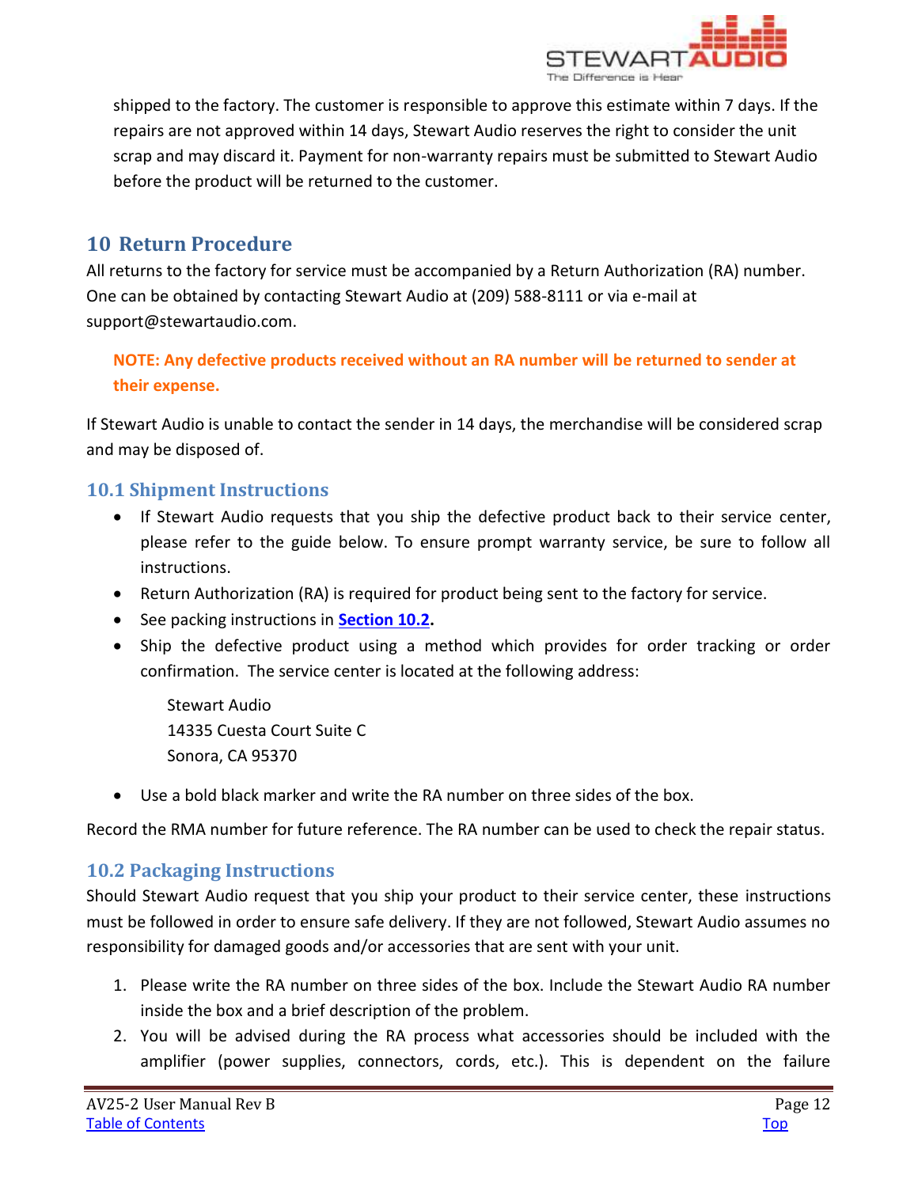shipped to the factory. The customer is responsible to approve this estimate within 7 days. If the repairs are not approved within 14 days, Stewart Audio reserves the right to consider the unit scrap and may discard it. Payment for non-warranty repairs must be submitted to Stewart Audio before the product will be returned to the customer.

# 10 Return Procedure

All returns to the factory for service must be accompanied by a Return Authorization (RA) number. One can be obtained by contacting Stewart Audio at (209) 588-8111 or via e-mail at support@stewartaudio.com.

**NOTE: Any defective products received without an RA number will be returned to sender at their expense.**

If Stewart Audio is unable to contact the sender in 14 days, the merchandise will be considered scrap and may be disposed of.

## 10.1 Shipment Instructions

- If Stewart Audio requests that you ship the defective product back to their service center, please refer to the guide below. To ensure prompt warranty service, be sure to follow all instructions.
- Return Authorization (RA) is required for product being sent to the factory for service.
- See packing instructions in **Section 10.2.**
- Ship the defective product using a method which provides for order tracking or order confirmation. The service center is located at the following address:

  Stewart Audio
  14335 Cuesta Court Suite C
  Sonora, CA 95370

- Use a bold black marker and write the RA number on three sides of the box.

Record the RMA number for future reference. The RA number can be used to check the repair status.

## 10.2 Packaging Instructions

Should Stewart Audio request that you ship your product to their service center, these instructions must be followed in order to ensure safe delivery. If they are not followed, Stewart Audio assumes no responsibility for damaged goods and/or accessories that are sent with your unit.

1. Please write the RA number on three sides of the box. Include the Stewart Audio RA number inside the box and a brief description of the problem.
2. You will be advised during the RA process what accessories should be included with the amplifier (power supplies, connectors, cords, etc.). This is dependent on the failure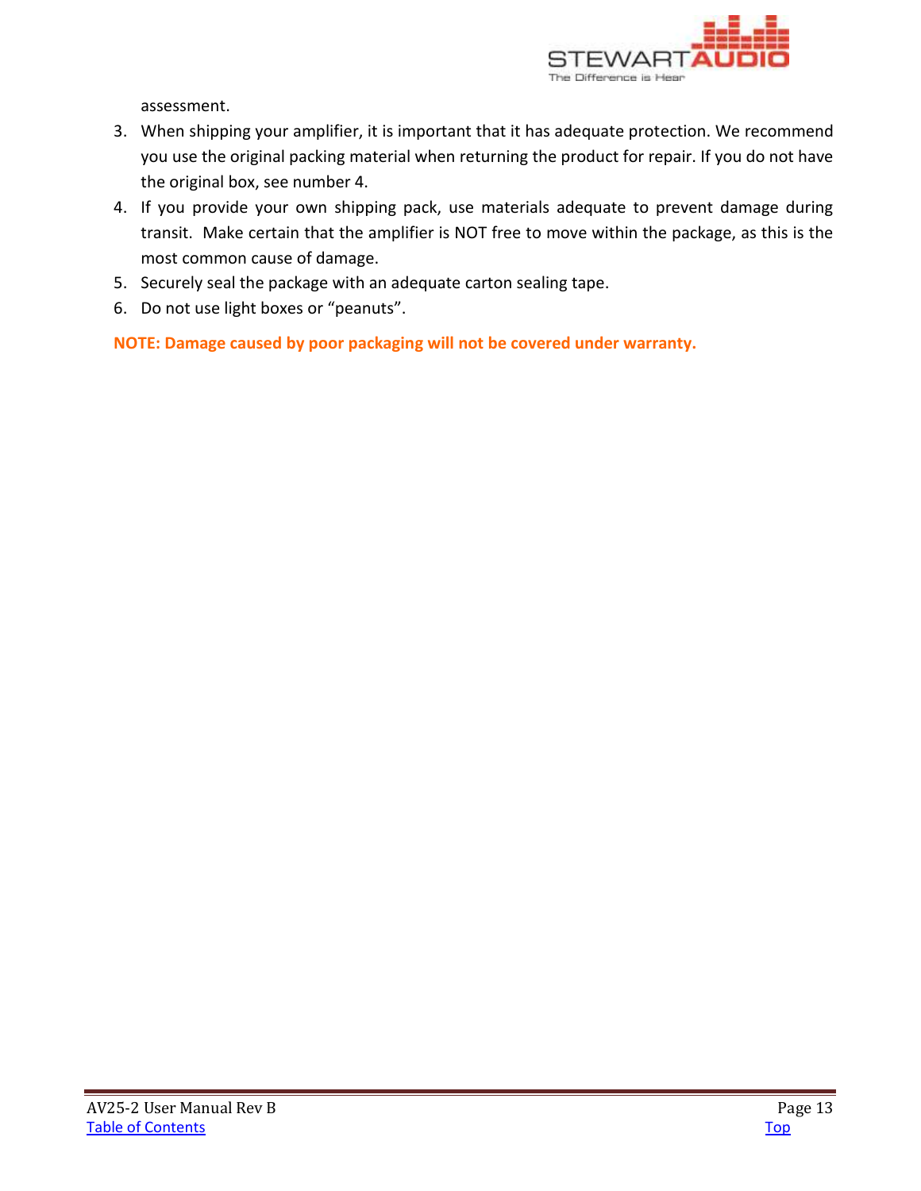assessment.

3. When shipping your amplifier, it is important that it has adequate protection. We recommend you use the original packing material when returning the product for repair. If you do not have the original box, see number 4.
4. If you provide your own shipping pack, use materials adequate to prevent damage during transit. Make certain that the amplifier is NOT free to move within the package, as this is the most common cause of damage.
5. Securely seal the package with an adequate carton sealing tape.
6. Do not use light boxes or "peanuts".

**NOTE: Damage caused by poor packaging will not be covered under warranty.**